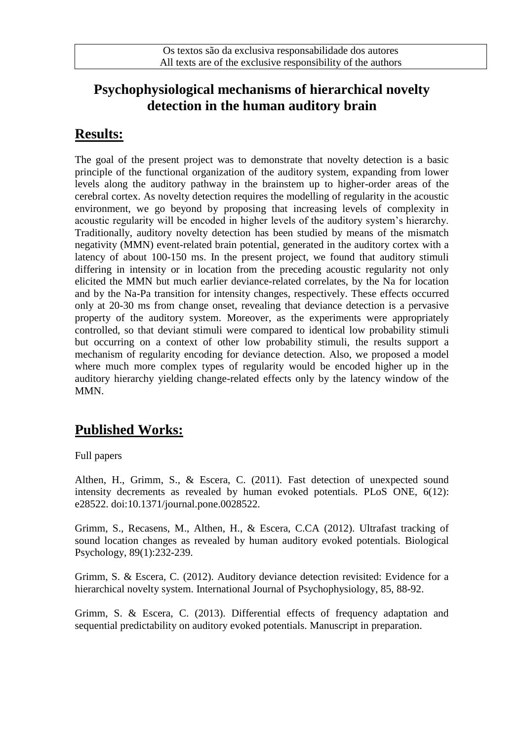Os textos são da exclusiva responsabilidade dos autores
All texts are of the exclusive responsibility of the authors

# Psychophysiological mechanisms of hierarchical novelty detection in the human auditory brain

## Results:

The goal of the present project was to demonstrate that novelty detection is a basic principle of the functional organization of the auditory system, expanding from lower levels along the auditory pathway in the brainstem up to higher-order areas of the cerebral cortex. As novelty detection requires the modelling of regularity in the acoustic environment, we go beyond by proposing that increasing levels of complexity in acoustic regularity will be encoded in higher levels of the auditory system's hierarchy. Traditionally, auditory novelty detection has been studied by means of the mismatch negativity (MMN) event-related brain potential, generated in the auditory cortex with a latency of about 100-150 ms. In the present project, we found that auditory stimuli differing in intensity or in location from the preceding acoustic regularity not only elicited the MMN but much earlier deviance-related correlates, by the Na for location and by the Na-Pa transition for intensity changes, respectively. These effects occurred only at 20-30 ms from change onset, revealing that deviance detection is a pervasive property of the auditory system. Moreover, as the experiments were appropriately controlled, so that deviant stimuli were compared to identical low probability stimuli but occurring on a context of other low probability stimuli, the results support a mechanism of regularity encoding for deviance detection. Also, we proposed a model where much more complex types of regularity would be encoded higher up in the auditory hierarchy yielding change-related effects only by the latency window of the MMN.

## Published Works:

Full papers

Althen, H., Grimm, S., & Escera, C. (2011). Fast detection of unexpected sound intensity decrements as revealed by human evoked potentials. PLoS ONE, 6(12): e28522. doi:10.1371/journal.pone.0028522.

Grimm, S., Recasens, M., Althen, H., & Escera, C.CA (2012). Ultrafast tracking of sound location changes as revealed by human auditory evoked potentials. Biological Psychology, 89(1):232-239.

Grimm, S. & Escera, C. (2012). Auditory deviance detection revisited: Evidence for a hierarchical novelty system. International Journal of Psychophysiology, 85, 88-92.

Grimm, S. & Escera, C. (2013). Differential effects of frequency adaptation and sequential predictability on auditory evoked potentials. Manuscript in preparation.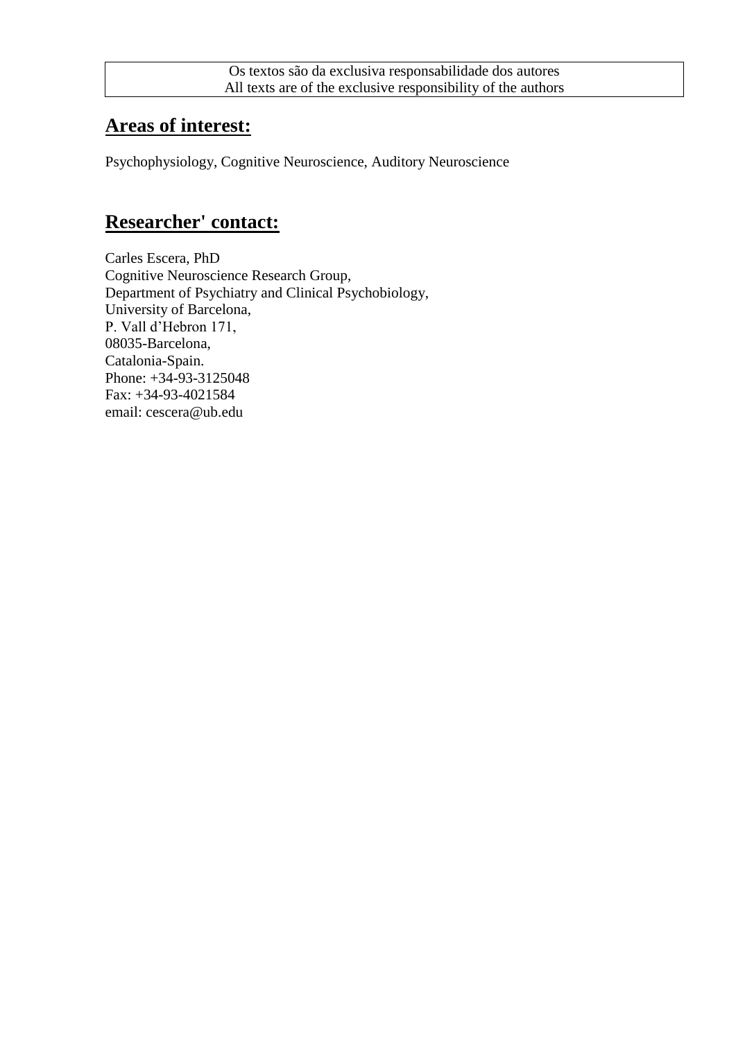Os textos são da exclusiva responsabilidade dos autores
All texts are of the exclusive responsibility of the authors

## Areas of interest:

Psychophysiology, Cognitive Neuroscience, Auditory Neuroscience

## Researcher' contact:

Carles Escera, PhD
Cognitive Neuroscience Research Group,
Department of Psychiatry and Clinical Psychobiology,
University of Barcelona,
P. Vall d'Hebron 171,
08035-Barcelona,
Catalonia-Spain.
Phone: +34-93-3125048
Fax: +34-93-4021584
email: cescera@ub.edu